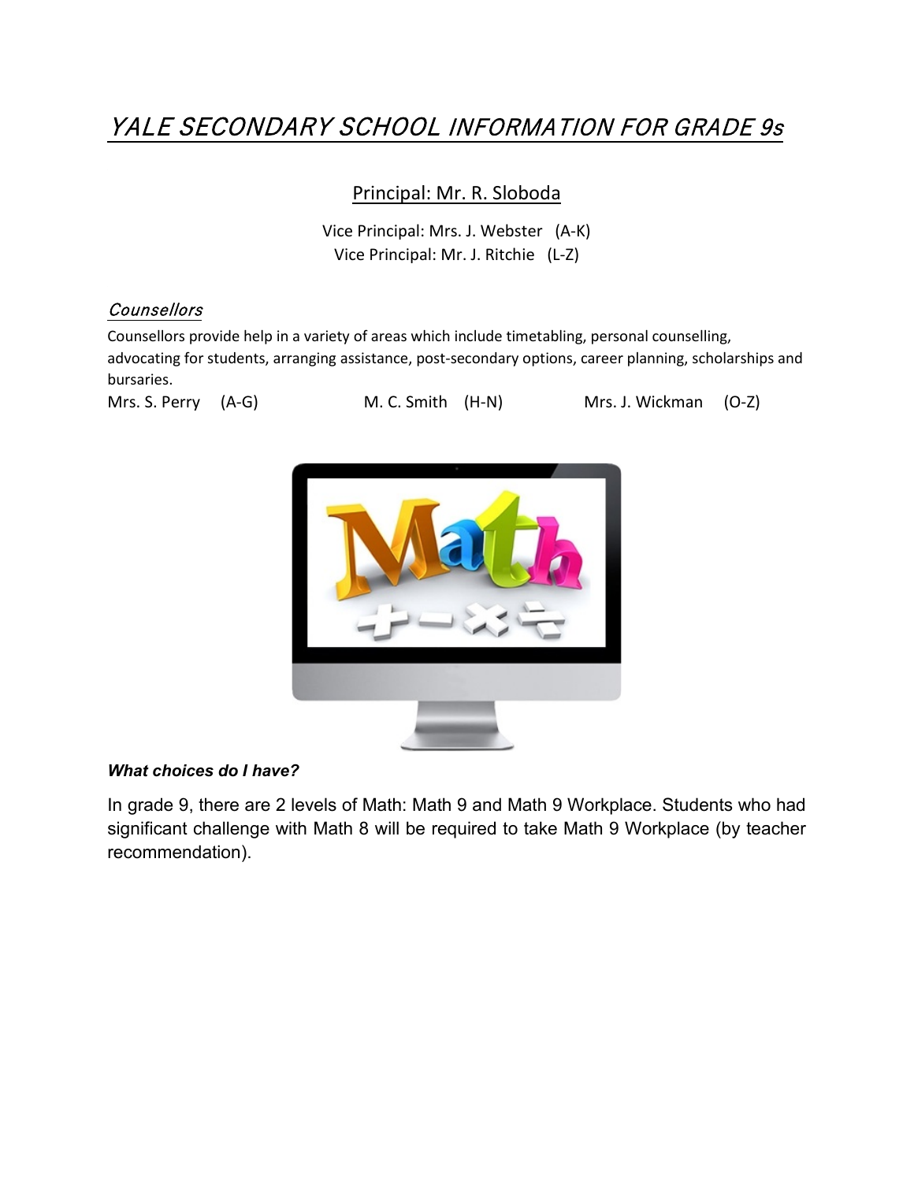# *YALE SECONDARY SCHOOL INFORMATION FOR GRADE 9s*

## Principal: Mr. R. Sloboda

Vice Principal: Mrs. J. Webster (A-K)
Vice Principal: Mr. J. Ritchie (L-Z)

### *Counsellors*

Counsellors provide help in a variety of areas which include timetabling, personal counselling, advocating for students, arranging assistance, post-secondary options, career planning, scholarships and bursaries.

Mrs. S. Perry (A-G) M. C. Smith (H-N) Mrs. J. Wickman (O-Z)

***What choices do I have?***

In grade 9, there are 2 levels of Math: Math 9 and Math 9 Workplace. Students who had significant challenge with Math 8 will be required to take Math 9 Workplace (by teacher recommendation).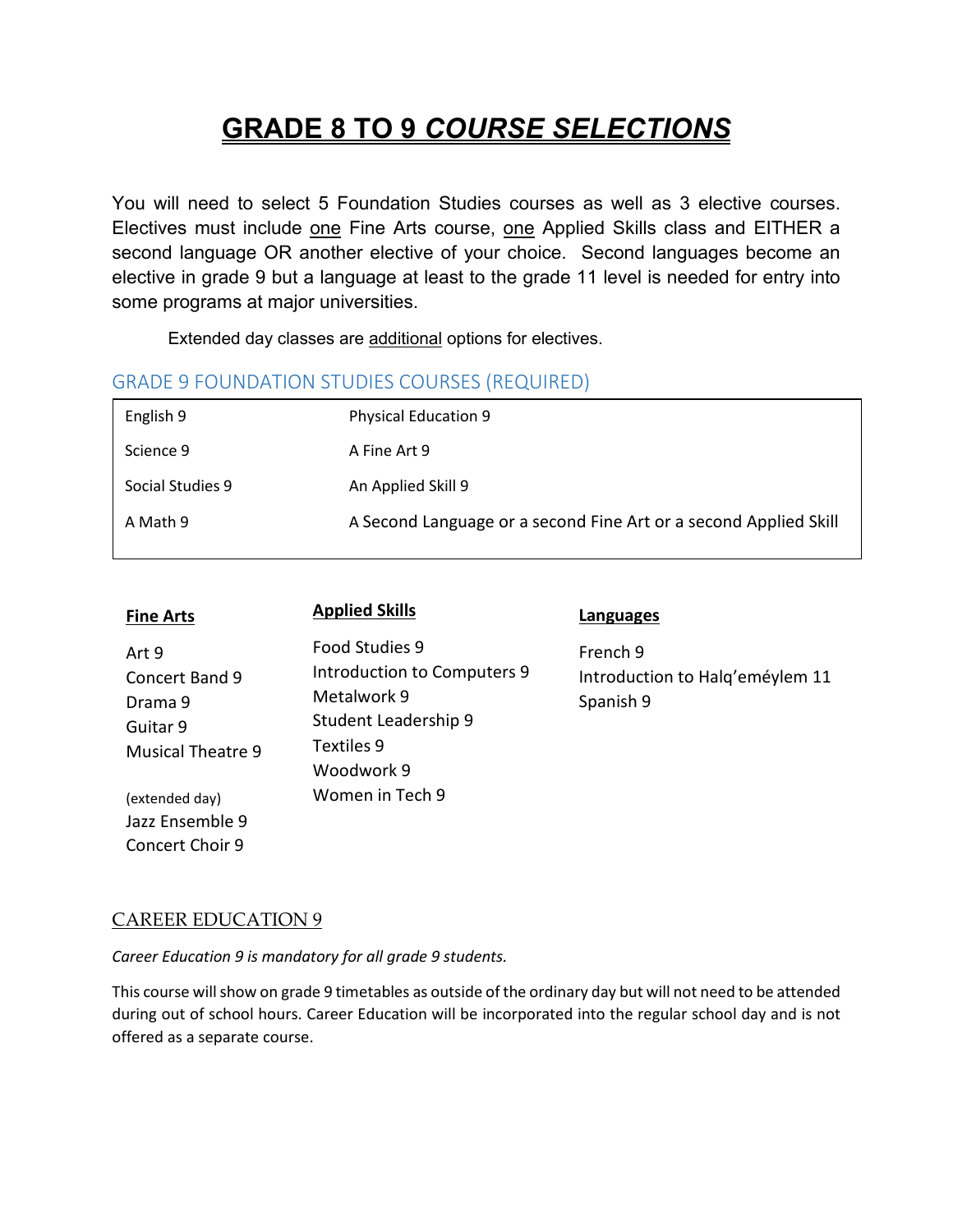# GRADE 8 TO 9 *COURSE SELECTIONS*

You will need to select 5 Foundation Studies courses as well as 3 elective courses. Electives must include one Fine Arts course, one Applied Skills class and EITHER a second language OR another elective of your choice. Second languages become an elective in grade 9 but a language at least to the grade 11 level is needed for entry into some programs at major universities.

Extended day classes are additional options for electives.

## GRADE 9 FOUNDATION STUDIES COURSES (REQUIRED)

| | |
|---|---|
| English 9 | Physical Education 9 |
| Science 9 | A Fine Art 9 |
| Social Studies 9 | An Applied Skill 9 |
| A Math 9 | A Second Language or a second Fine Art or a second Applied Skill |

**Fine Arts**

Art 9
Concert Band 9
Drama 9
Guitar 9
Musical Theatre 9

(extended day)
Jazz Ensemble 9
Concert Choir 9

**Applied Skills**

Food Studies 9
Introduction to Computers 9
Metalwork 9
Student Leadership 9
Textiles 9
Woodwork 9
Women in Tech 9

**Languages**

French 9
Introduction to Halq'eméylem 11
Spanish 9

## CAREER EDUCATION 9

*Career Education 9 is mandatory for all grade 9 students.*

This course will show on grade 9 timetables as outside of the ordinary day but will not need to be attended during out of school hours. Career Education will be incorporated into the regular school day and is not offered as a separate course.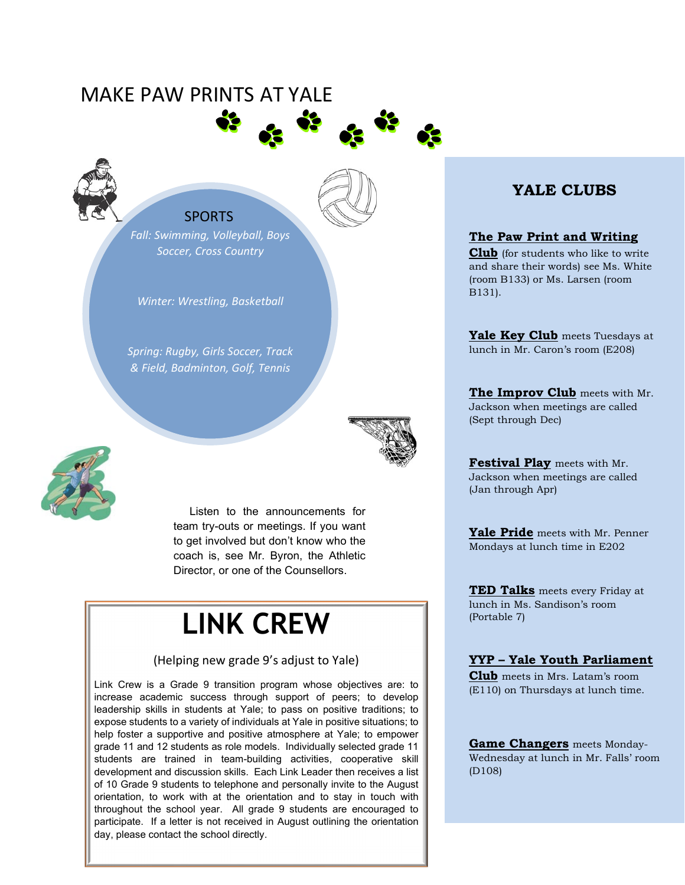# MAKE PAW PRINTS AT YALE

## SPORTS

*Fall: Swimming, Volleyball, Boys Soccer, Cross Country*

*Winter: Wrestling, Basketball*

*Spring: Rugby, Girls Soccer, Track & Field, Badminton, Golf, Tennis*

Listen to the announcements for team try-outs or meetings. If you want to get involved but don't know who the coach is, see Mr. Byron, the Athletic Director, or one of the Counsellors.

## LINK CREW

(Helping new grade 9's adjust to Yale)

Link Crew is a Grade 9 transition program whose objectives are: to increase academic success through support of peers; to develop leadership skills in students at Yale; to pass on positive traditions; to expose students to a variety of individuals at Yale in positive situations; to help foster a supportive and positive atmosphere at Yale; to empower grade 11 and 12 students as role models. Individually selected grade 11 students are trained in team-building activities, cooperative skill development and discussion skills. Each Link Leader then receives a list of 10 Grade 9 students to telephone and personally invite to the August orientation, to work with at the orientation and to stay in touch with throughout the school year. All grade 9 students are encouraged to participate. If a letter is not received in August outlining the orientation day, please contact the school directly.

## YALE CLUBS

**The Paw Print and Writing Club** (for students who like to write and share their words) see Ms. White (room B133) or Ms. Larsen (room B131).

**Yale Key Club** meets Tuesdays at lunch in Mr. Caron's room (E208)

**The Improv Club** meets with Mr. Jackson when meetings are called (Sept through Dec)

**Festival Play** meets with Mr. Jackson when meetings are called (Jan through Apr)

**Yale Pride** meets with Mr. Penner Mondays at lunch time in E202

**TED Talks** meets every Friday at lunch in Ms. Sandison's room (Portable 7)

**YYP – Yale Youth Parliament Club** meets in Mrs. Latam's room (E110) on Thursdays at lunch time.

**Game Changers** meets Monday-Wednesday at lunch in Mr. Falls' room (D108)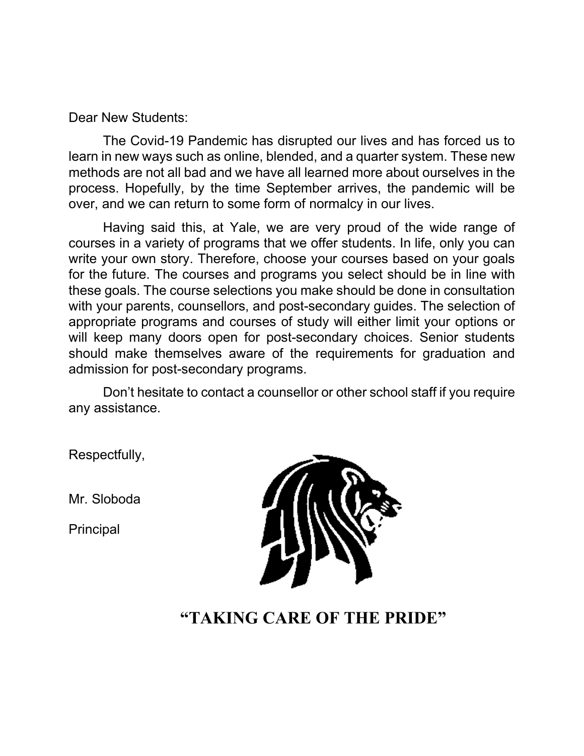Dear New Students:

The Covid-19 Pandemic has disrupted our lives and has forced us to learn in new ways such as online, blended, and a quarter system. These new methods are not all bad and we have all learned more about ourselves in the process. Hopefully, by the time September arrives, the pandemic will be over, and we can return to some form of normalcy in our lives.

Having said this, at Yale, we are very proud of the wide range of courses in a variety of programs that we offer students. In life, only you can write your own story. Therefore, choose your courses based on your goals for the future. The courses and programs you select should be in line with these goals. The course selections you make should be done in consultation with your parents, counsellors, and post-secondary guides. The selection of appropriate programs and courses of study will either limit your options or will keep many doors open for post-secondary choices. Senior students should make themselves aware of the requirements for graduation and admission for post-secondary programs.

Don't hesitate to contact a counsellor or other school staff if you require any assistance.

Respectfully,

Mr. Sloboda

Principal

## "TAKING CARE OF THE PRIDE"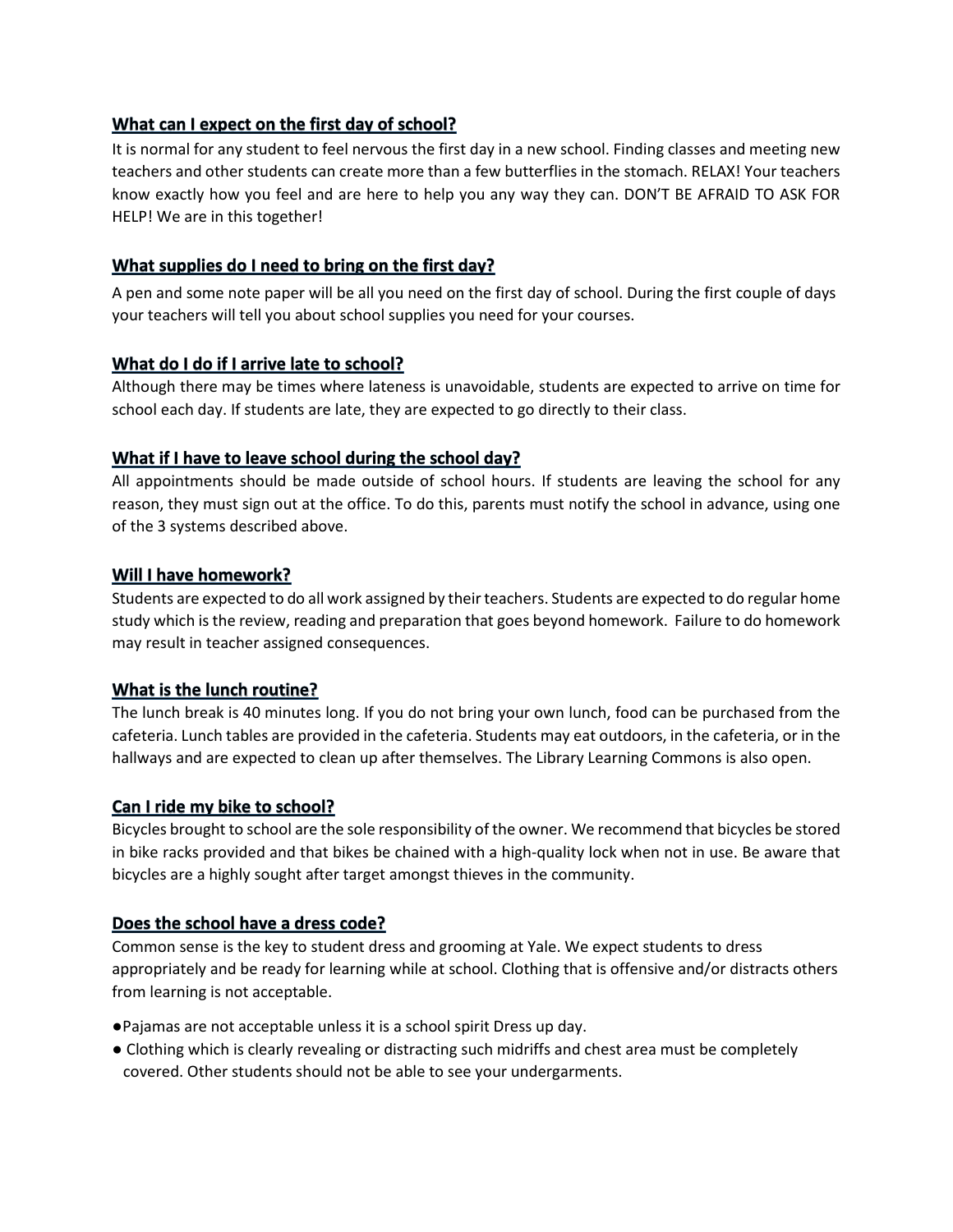## What can I expect on the first day of school?

It is normal for any student to feel nervous the first day in a new school. Finding classes and meeting new teachers and other students can create more than a few butterflies in the stomach. RELAX! Your teachers know exactly how you feel and are here to help you any way they can. DON'T BE AFRAID TO ASK FOR HELP! We are in this together!

## What supplies do I need to bring on the first day?

A pen and some note paper will be all you need on the first day of school. During the first couple of days your teachers will tell you about school supplies you need for your courses.

## What do I do if I arrive late to school?

Although there may be times where lateness is unavoidable, students are expected to arrive on time for school each day. If students are late, they are expected to go directly to their class.

## What if I have to leave school during the school day?

All appointments should be made outside of school hours. If students are leaving the school for any reason, they must sign out at the office. To do this, parents must notify the school in advance, using one of the 3 systems described above.

## Will I have homework?

Students are expected to do all work assigned by their teachers. Students are expected to do regular home study which is the review, reading and preparation that goes beyond homework. Failure to do homework may result in teacher assigned consequences.

## What is the lunch routine?

The lunch break is 40 minutes long. If you do not bring your own lunch, food can be purchased from the cafeteria. Lunch tables are provided in the cafeteria. Students may eat outdoors, in the cafeteria, or in the hallways and are expected to clean up after themselves. The Library Learning Commons is also open.

## Can I ride my bike to school?

Bicycles brought to school are the sole responsibility of the owner. We recommend that bicycles be stored in bike racks provided and that bikes be chained with a high-quality lock when not in use. Be aware that bicycles are a highly sought after target amongst thieves in the community.

## Does the school have a dress code?

Common sense is the key to student dress and grooming at Yale. We expect students to dress appropriately and be ready for learning while at school. Clothing that is offensive and/or distracts others from learning is not acceptable.

- Pajamas are not acceptable unless it is a school spirit Dress up day.
- Clothing which is clearly revealing or distracting such midriffs and chest area must be completely covered. Other students should not be able to see your undergarments.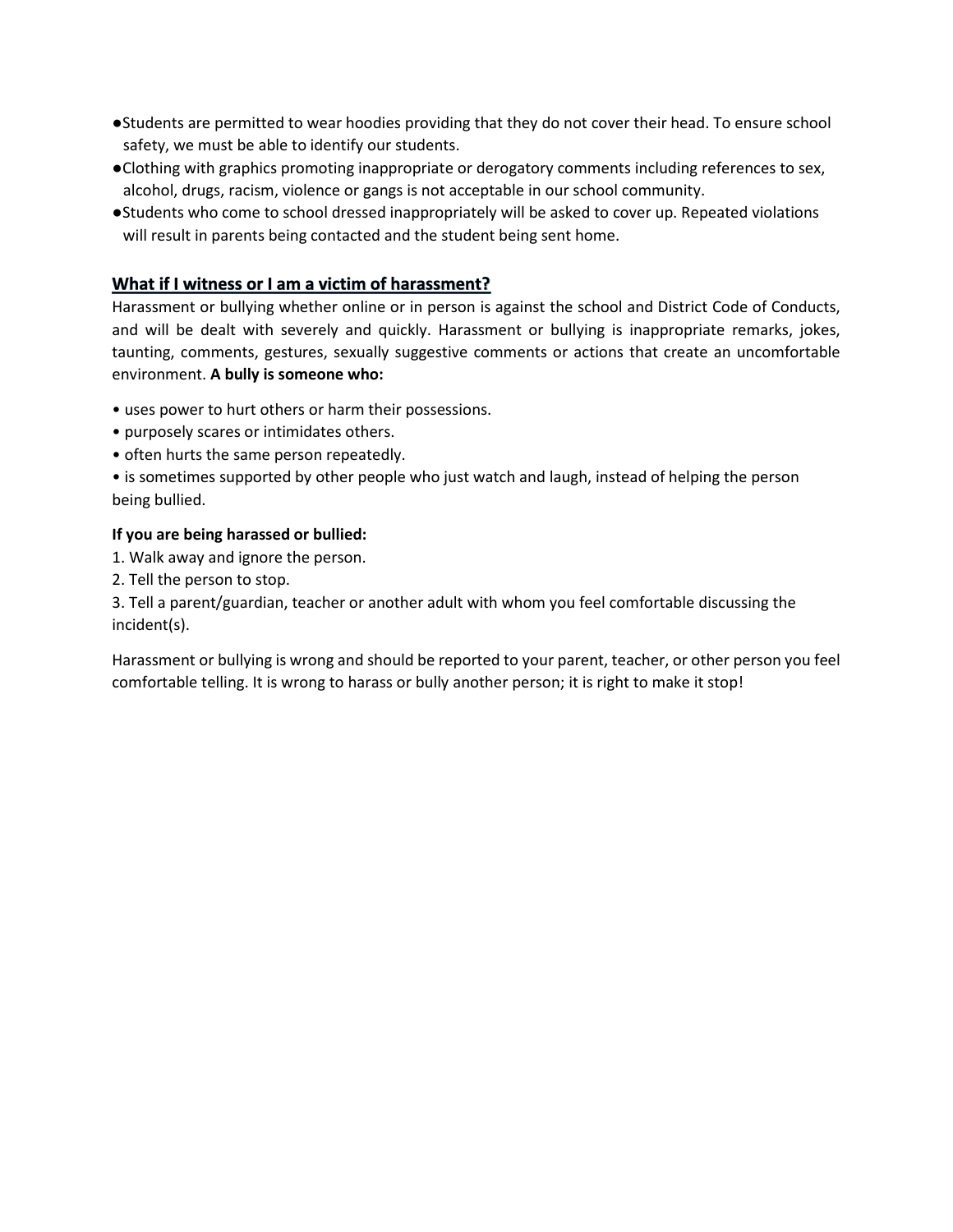- Students are permitted to wear hoodies providing that they do not cover their head. To ensure school safety, we must be able to identify our students.
- Clothing with graphics promoting inappropriate or derogatory comments including references to sex, alcohol, drugs, racism, violence or gangs is not acceptable in our school community.
- Students who come to school dressed inappropriately will be asked to cover up. Repeated violations will result in parents being contacted and the student being sent home.

## What if I witness or I am a victim of harassment?

Harassment or bullying whether online or in person is against the school and District Code of Conducts, and will be dealt with severely and quickly. Harassment or bullying is inappropriate remarks, jokes, taunting, comments, gestures, sexually suggestive comments or actions that create an uncomfortable environment. **A bully is someone who:**

- uses power to hurt others or harm their possessions.
- purposely scares or intimidates others.
- often hurts the same person repeatedly.
- is sometimes supported by other people who just watch and laugh, instead of helping the person being bullied.

**If you are being harassed or bullied:**

1. Walk away and ignore the person.
2. Tell the person to stop.
3. Tell a parent/guardian, teacher or another adult with whom you feel comfortable discussing the incident(s).

Harassment or bullying is wrong and should be reported to your parent, teacher, or other person you feel comfortable telling. It is wrong to harass or bully another person; it is right to make it stop!